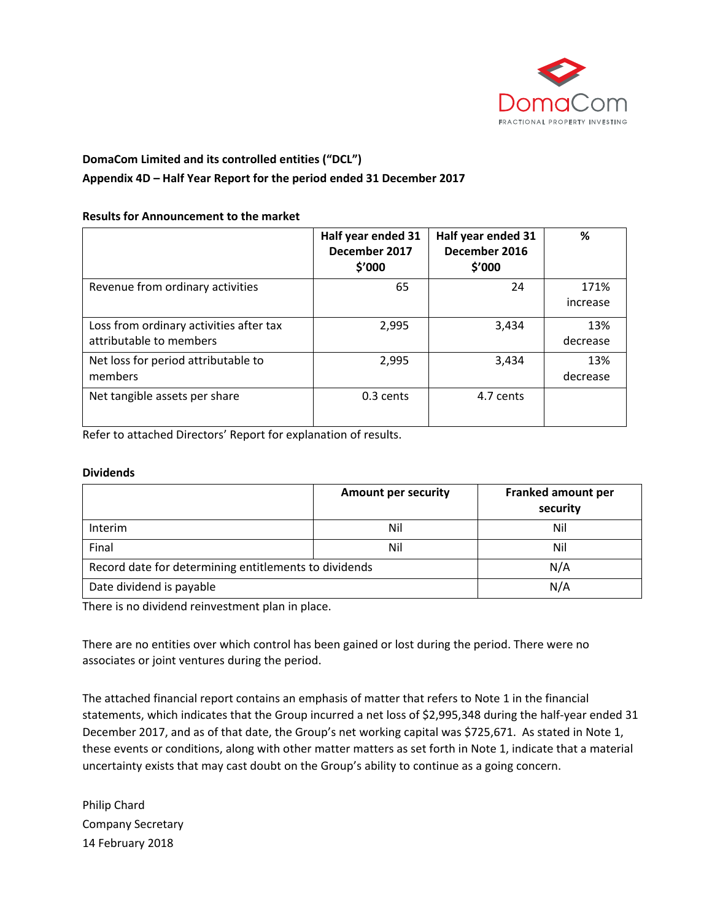DomaCom
FRACTIONAL PROPERTY INVESTING

**DomaCom Limited and its controlled entities ("DCL")**

**Appendix 4D – Half Year Report for the period ended 31 December 2017**

**Results for Announcement to the market**

| | Half year ended 31 December 2017 $'000 | Half year ended 31 December 2016 $'000 | % |
|---|---|---|---|
| Revenue from ordinary activities | 65 | 24 | 171% increase |
| Loss from ordinary activities after tax attributable to members | 2,995 | 3,434 | 13% decrease |
| Net loss for period attributable to members | 2,995 | 3,434 | 13% decrease |
| Net tangible assets per share | 0.3 cents | 4.7 cents | |

Refer to attached Directors' Report for explanation of results.

**Dividends**

| | Amount per security | Franked amount per security |
|---|---|---|
| Interim | Nil | Nil |
| Final | Nil | Nil |
| Record date for determining entitlements to dividends | | N/A |
| Date dividend is payable | | N/A |

There is no dividend reinvestment plan in place.

There are no entities over which control has been gained or lost during the period. There were no associates or joint ventures during the period.

The attached financial report contains an emphasis of matter that refers to Note 1 in the financial statements, which indicates that the Group incurred a net loss of $2,995,348 during the half-year ended 31 December 2017, and as of that date, the Group's net working capital was $725,671. As stated in Note 1, these events or conditions, along with other matter matters as set forth in Note 1, indicate that a material uncertainty exists that may cast doubt on the Group's ability to continue as a going concern.

Philip Chard
Company Secretary
14 February 2018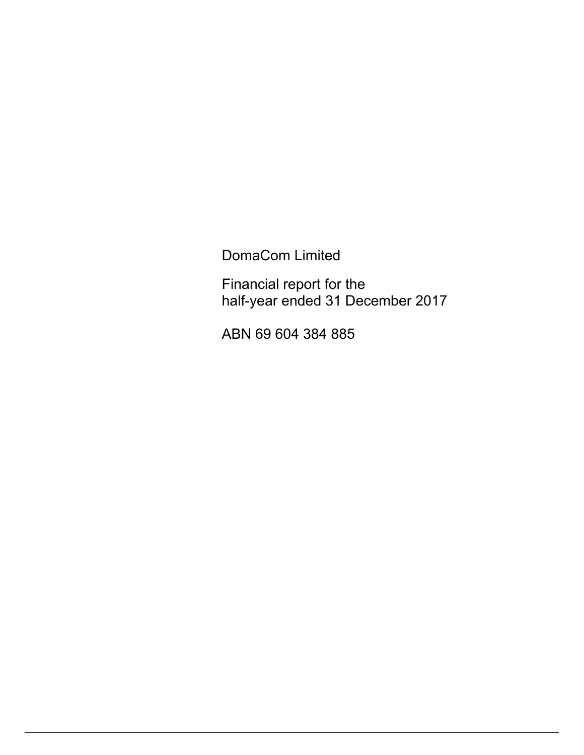DomaCom Limited

Financial report for the
half-year ended 31 December 2017

ABN 69 604 384 885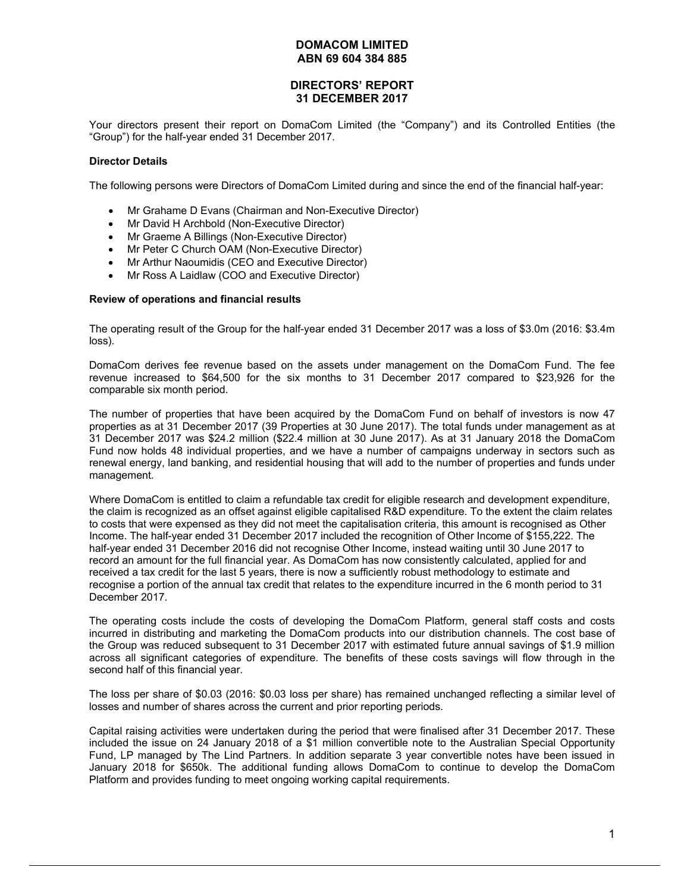# DOMACOM LIMITED
# ABN 69 604 384 885

## DIRECTORS' REPORT
## 31 DECEMBER 2017

Your directors present their report on DomaCom Limited (the "Company") and its Controlled Entities (the "Group") for the half-year ended 31 December 2017.

**Director Details**

The following persons were Directors of DomaCom Limited during and since the end of the financial half-year:

- Mr Grahame D Evans (Chairman and Non-Executive Director)
- Mr David H Archbold (Non-Executive Director)
- Mr Graeme A Billings (Non-Executive Director)
- Mr Peter C Church OAM (Non-Executive Director)
- Mr Arthur Naoumidis (CEO and Executive Director)
- Mr Ross A Laidlaw (COO and Executive Director)

**Review of operations and financial results**

The operating result of the Group for the half-year ended 31 December 2017 was a loss of $3.0m (2016: $3.4m loss).

DomaCom derives fee revenue based on the assets under management on the DomaCom Fund. The fee revenue increased to $64,500 for the six months to 31 December 2017 compared to $23,926 for the comparable six month period.

The number of properties that have been acquired by the DomaCom Fund on behalf of investors is now 47 properties as at 31 December 2017 (39 Properties at 30 June 2017). The total funds under management as at 31 December 2017 was $24.2 million ($22.4 million at 30 June 2017). As at 31 January 2018 the DomaCom Fund now holds 48 individual properties, and we have a number of campaigns underway in sectors such as renewal energy, land banking, and residential housing that will add to the number of properties and funds under management.

Where DomaCom is entitled to claim a refundable tax credit for eligible research and development expenditure, the claim is recognized as an offset against eligible capitalised R&D expenditure. To the extent the claim relates to costs that were expensed as they did not meet the capitalisation criteria, this amount is recognised as Other Income. The half-year ended 31 December 2017 included the recognition of Other Income of $155,222. The half-year ended 31 December 2016 did not recognise Other Income, instead waiting until 30 June 2017 to record an amount for the full financial year. As DomaCom has now consistently calculated, applied for and received a tax credit for the last 5 years, there is now a sufficiently robust methodology to estimate and recognise a portion of the annual tax credit that relates to the expenditure incurred in the 6 month period to 31 December 2017.

The operating costs include the costs of developing the DomaCom Platform, general staff costs and costs incurred in distributing and marketing the DomaCom products into our distribution channels. The cost base of the Group was reduced subsequent to 31 December 2017 with estimated future annual savings of $1.9 million across all significant categories of expenditure. The benefits of these costs savings will flow through in the second half of this financial year.

The loss per share of $0.03 (2016: $0.03 loss per share) has remained unchanged reflecting a similar level of losses and number of shares across the current and prior reporting periods.

Capital raising activities were undertaken during the period that were finalised after 31 December 2017. These included the issue on 24 January 2018 of a $1 million convertible note to the Australian Special Opportunity Fund, LP managed by The Lind Partners. In addition separate 3 year convertible notes have been issued in January 2018 for $650k. The additional funding allows DomaCom to continue to develop the DomaCom Platform and provides funding to meet ongoing working capital requirements.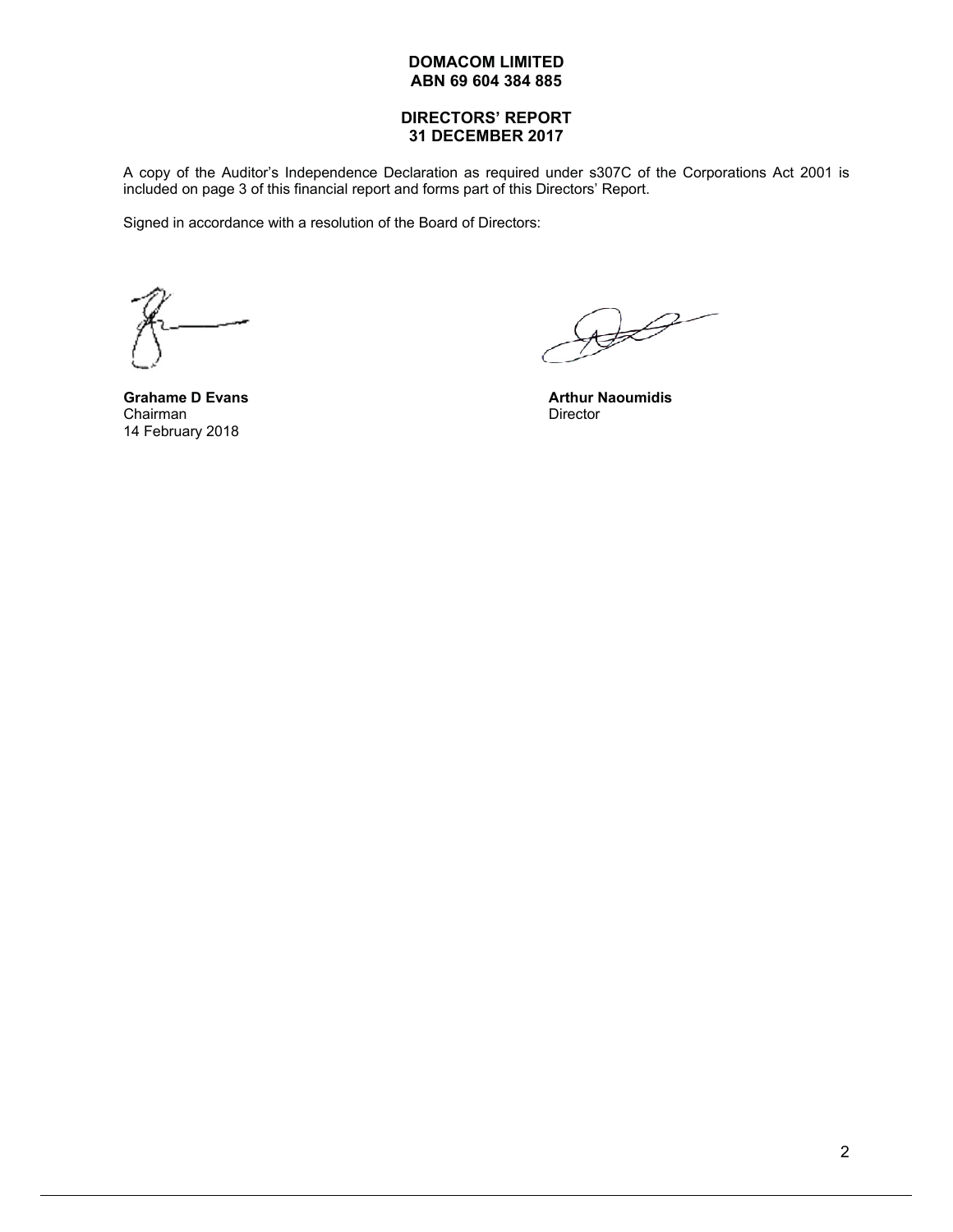**DOMACOM LIMITED**
**ABN 69 604 384 885**

**DIRECTORS' REPORT**
**31 DECEMBER 2017**

A copy of the Auditor's Independence Declaration as required under s307C of the Corporations Act 2001 is included on page 3 of this financial report and forms part of this Directors' Report.

Signed in accordance with a resolution of the Board of Directors:

**Grahame D Evans**
Chairman
14 February 2018

**Arthur Naoumidis**
Director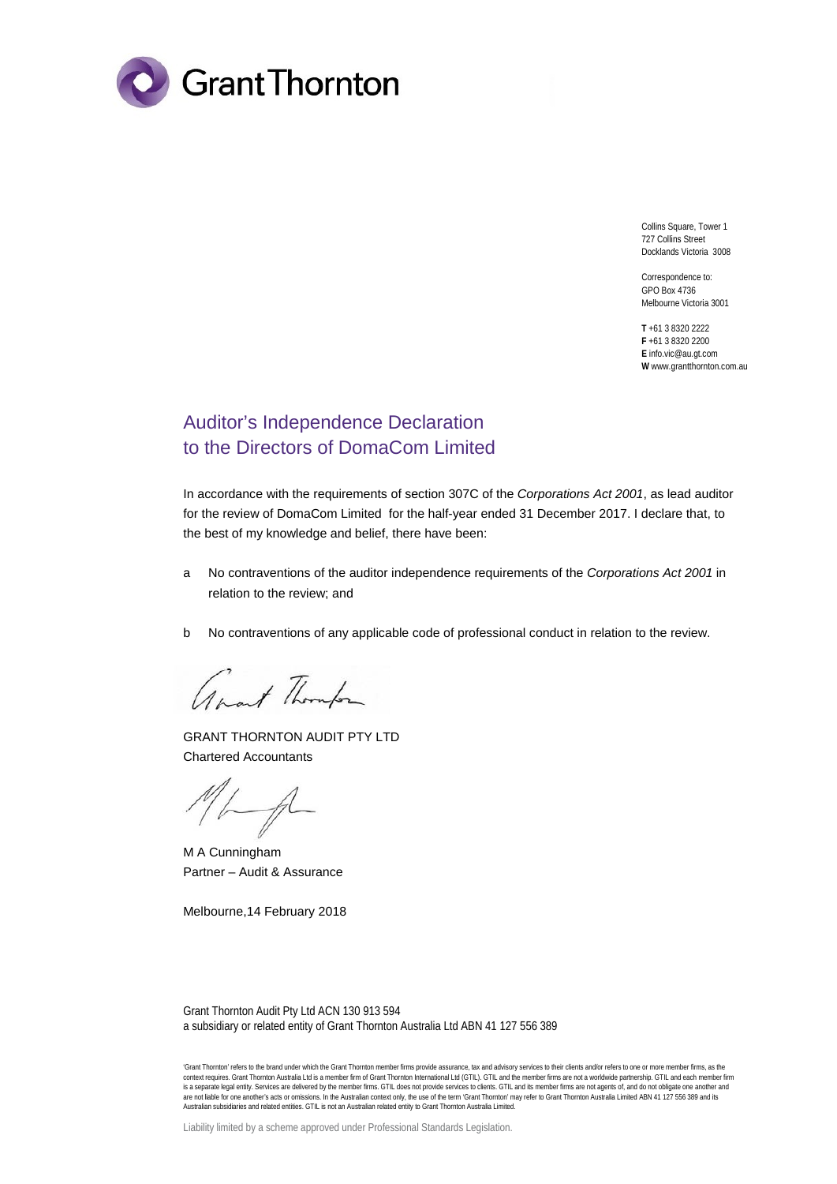Grant Thornton

Collins Square, Tower 1
727 Collins Street
Docklands Victoria 3008

Correspondence to:
GPO Box 4736
Melbourne Victoria 3001

**T** +61 3 8320 2222
**F** +61 3 8320 2200
**E** info.vic@au.gt.com
**W** www.grantthornton.com.au

# Auditor's Independence Declaration to the Directors of DomaCom Limited

In accordance with the requirements of section 307C of the *Corporations Act 2001*, as lead auditor for the review of DomaCom Limited for the half-year ended 31 December 2017. I declare that, to the best of my knowledge and belief, there have been:

a No contraventions of the auditor independence requirements of the *Corporations Act 2001* in relation to the review; and

b No contraventions of any applicable code of professional conduct in relation to the review.

GRANT THORNTON AUDIT PTY LTD
Chartered Accountants

M A Cunningham
Partner – Audit & Assurance

Melbourne,14 February 2018

Grant Thornton Audit Pty Ltd ACN 130 913 594
a subsidiary or related entity of Grant Thornton Australia Ltd ABN 41 127 556 389

'Grant Thornton' refers to the brand under which the Grant Thornton member firms provide assurance, tax and advisory services to their clients and/or refers to one or more member firms, as the context requires. Grant Thornton Australia Ltd is a member firm of Grant Thornton International Ltd (GTIL). GTIL and the member firms are not a worldwide partnership. GTIL and each member firm is a separate legal entity. Services are delivered by the member firms. GTIL does not provide services to clients. GTIL and its member firms are not agents of, and do not obligate one another and are not liable for one another's acts or omissions. In the Australian context only, the use of the term 'Grant Thornton' may refer to Grant Thornton Australia Limited ABN 41 127 556 389 and its Australian subsidiaries and related entities. GTIL is not an Australian related entity to Grant Thornton Australia Limited.

Liability limited by a scheme approved under Professional Standards Legislation.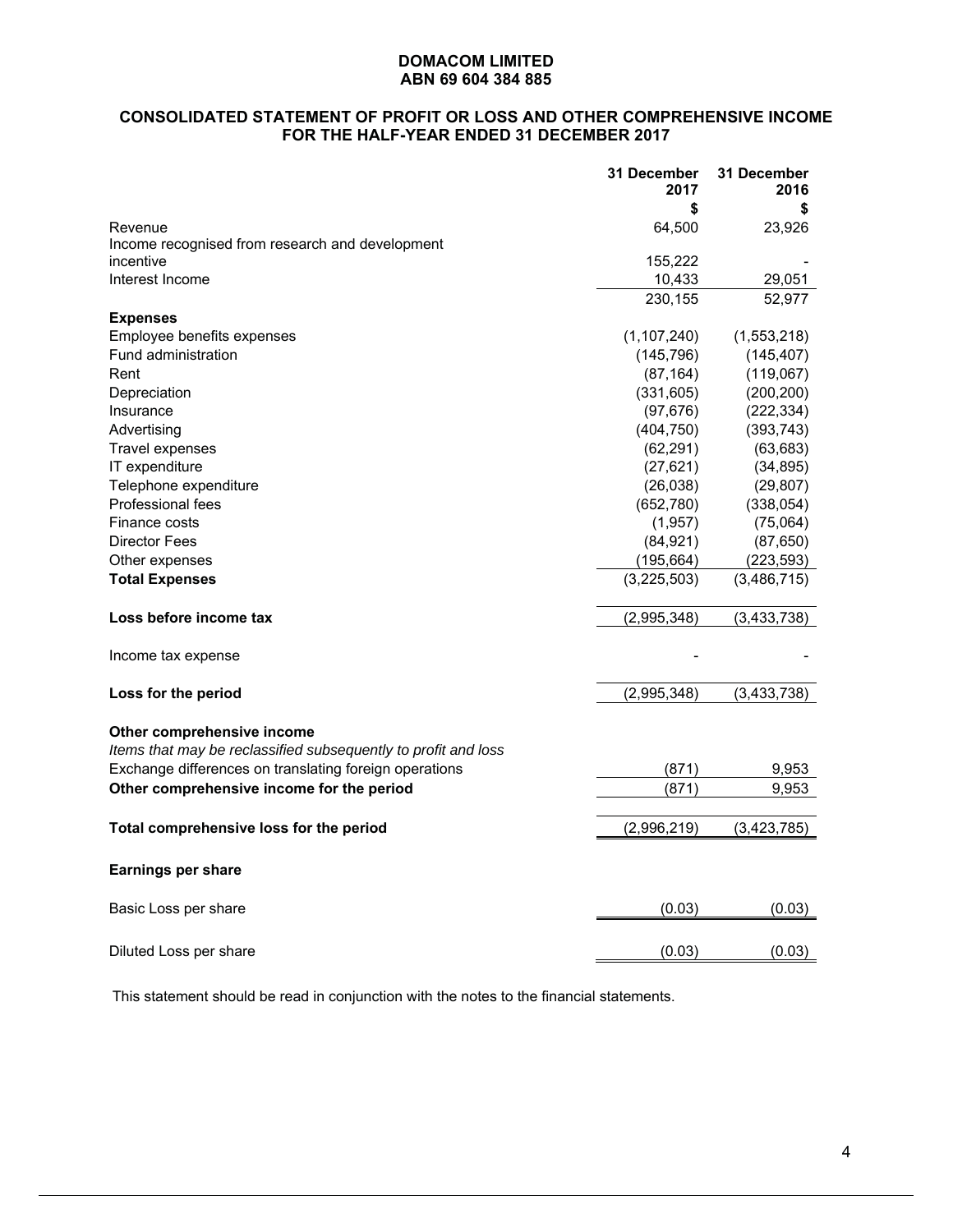**DOMACOM LIMITED**
**ABN 69 604 384 885**

## CONSOLIDATED STATEMENT OF PROFIT OR LOSS AND OTHER COMPREHENSIVE INCOME FOR THE HALF-YEAR ENDED 31 DECEMBER 2017

| | 31 December 2017 | 31 December 2016 |
|---|---|---|
| | $ | $ |
| Revenue | 64,500 | 23,926 |
| Income recognised from research and development incentive | 155,222 | - |
| Interest Income | 10,433 | 29,051 |
| | 230,155 | 52,977 |
| **Expenses** | | |
| Employee benefits expenses | (1,107,240) | (1,553,218) |
| Fund administration | (145,796) | (145,407) |
| Rent | (87,164) | (119,067) |
| Depreciation | (331,605) | (200,200) |
| Insurance | (97,676) | (222,334) |
| Advertising | (404,750) | (393,743) |
| Travel expenses | (62,291) | (63,683) |
| IT expenditure | (27,621) | (34,895) |
| Telephone expenditure | (26,038) | (29,807) |
| Professional fees | (652,780) | (338,054) |
| Finance costs | (1,957) | (75,064) |
| Director Fees | (84,921) | (87,650) |
| Other expenses | (195,664) | (223,593) |
| **Total Expenses** | (3,225,503) | (3,486,715) |
| **Loss before income tax** | (2,995,348) | (3,433,738) |
| Income tax expense | - | - |
| **Loss for the period** | (2,995,348) | (3,433,738) |
| **Other comprehensive income** | | |
| *Items that may be reclassified subsequently to profit and loss* | | |
| Exchange differences on translating foreign operations | (871) | 9,953 |
| **Other comprehensive income for the period** | (871) | 9,953 |
| **Total comprehensive loss for the period** | (2,996,219) | (3,423,785) |
| **Earnings per share** | | |
| Basic Loss per share | (0.03) | (0.03) |
| Diluted Loss per share | (0.03) | (0.03) |

This statement should be read in conjunction with the notes to the financial statements.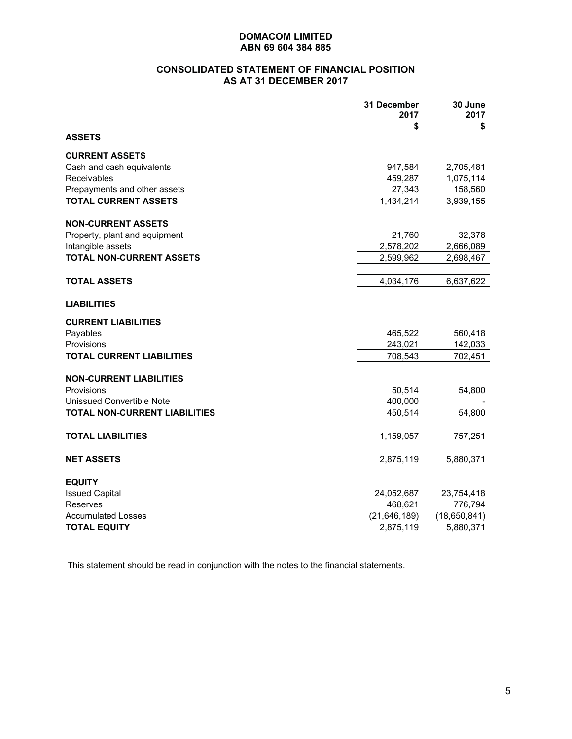# DOMACOM LIMITED
## ABN 69 604 384 885

## CONSOLIDATED STATEMENT OF FINANCIAL POSITION
## AS AT 31 DECEMBER 2017

| | 31 December 2017 $ | 30 June 2017 $ |
|---|---|---|
| **ASSETS** | | |
| **CURRENT ASSETS** | | |
| Cash and cash equivalents | 947,584 | 2,705,481 |
| Receivables | 459,287 | 1,075,114 |
| Prepayments and other assets | 27,343 | 158,560 |
| **TOTAL CURRENT ASSETS** | 1,434,214 | 3,939,155 |
| **NON-CURRENT ASSETS** | | |
| Property, plant and equipment | 21,760 | 32,378 |
| Intangible assets | 2,578,202 | 2,666,089 |
| **TOTAL NON-CURRENT ASSETS** | 2,599,962 | 2,698,467 |
| **TOTAL ASSETS** | 4,034,176 | 6,637,622 |
| **LIABILITIES** | | |
| **CURRENT LIABILITIES** | | |
| Payables | 465,522 | 560,418 |
| Provisions | 243,021 | 142,033 |
| **TOTAL CURRENT LIABILITIES** | 708,543 | 702,451 |
| **NON-CURRENT LIABILITIES** | | |
| Provisions | 50,514 | 54,800 |
| Unissued Convertible Note | 400,000 | - |
| **TOTAL NON-CURRENT LIABILITIES** | 450,514 | 54,800 |
| **TOTAL LIABILITIES** | 1,159,057 | 757,251 |
| **NET ASSETS** | 2,875,119 | 5,880,371 |
| **EQUITY** | | |
| Issued Capital | 24,052,687 | 23,754,418 |
| Reserves | 468,621 | 776,794 |
| Accumulated Losses | (21,646,189) | (18,650,841) |
| **TOTAL EQUITY** | 2,875,119 | 5,880,371 |

This statement should be read in conjunction with the notes to the financial statements.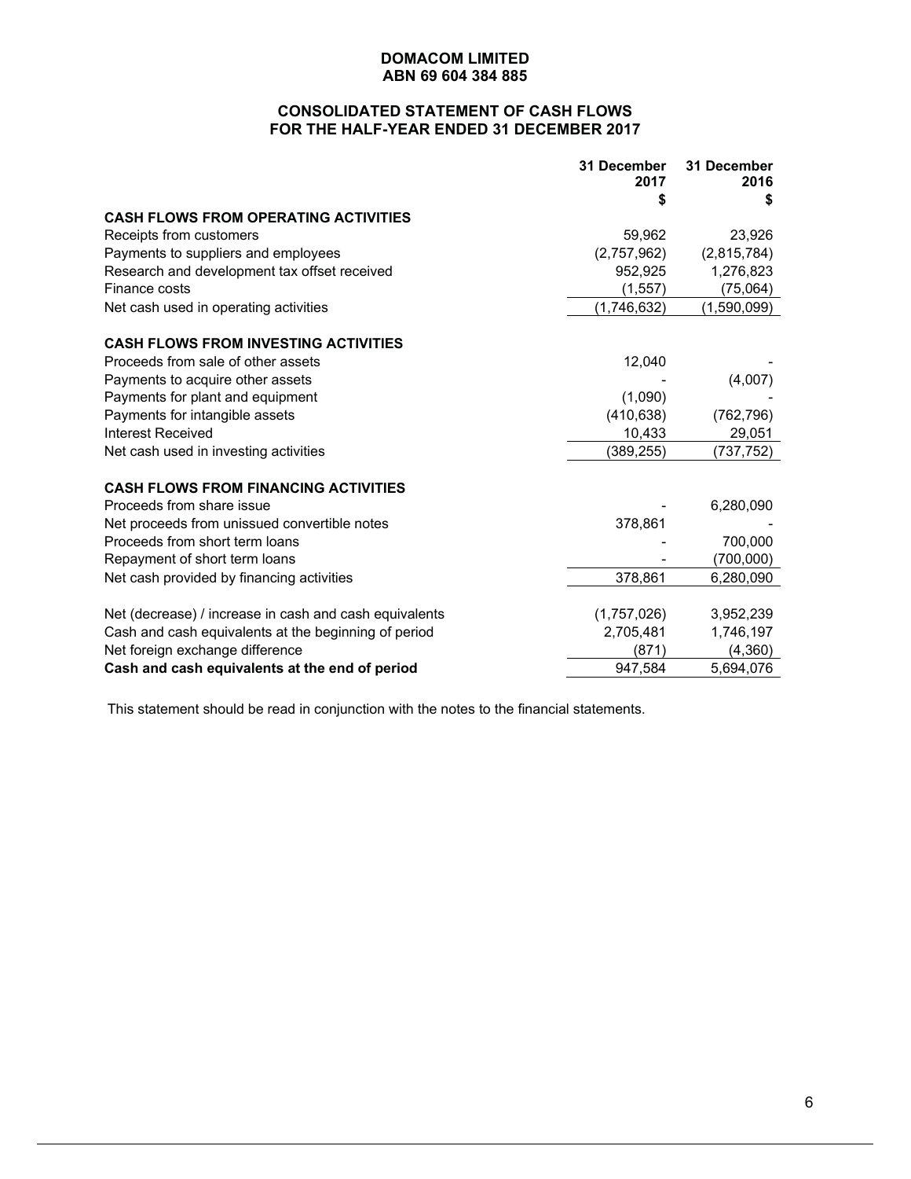**DOMACOM LIMITED**
**ABN 69 604 384 885**

## CONSOLIDATED STATEMENT OF CASH FLOWS
## FOR THE HALF-YEAR ENDED 31 DECEMBER 2017

| | 31 December 2017 $ | 31 December 2016 $ |
|---|---|---|
| **CASH FLOWS FROM OPERATING ACTIVITIES** | | |
| Receipts from customers | 59,962 | 23,926 |
| Payments to suppliers and employees | (2,757,962) | (2,815,784) |
| Research and development tax offset received | 952,925 | 1,276,823 |
| Finance costs | (1,557) | (75,064) |
| Net cash used in operating activities | (1,746,632) | (1,590,099) |
| | | |
| **CASH FLOWS FROM INVESTING ACTIVITIES** | | |
| Proceeds from sale of other assets | 12,040 | - |
| Payments to acquire other assets | - | (4,007) |
| Payments for plant and equipment | (1,090) | - |
| Payments for intangible assets | (410,638) | (762,796) |
| Interest Received | 10,433 | 29,051 |
| Net cash used in investing activities | (389,255) | (737,752) |
| | | |
| **CASH FLOWS FROM FINANCING ACTIVITIES** | | |
| Proceeds from share issue | - | 6,280,090 |
| Net proceeds from unissued convertible notes | 378,861 | - |
| Proceeds from short term loans | - | 700,000 |
| Repayment of short term loans | - | (700,000) |
| Net cash provided by financing activities | 378,861 | 6,280,090 |
| | | |
| Net (decrease) / increase in cash and cash equivalents | (1,757,026) | 3,952,239 |
| Cash and cash equivalents at the beginning of period | 2,705,481 | 1,746,197 |
| Net foreign exchange difference | (871) | (4,360) |
| **Cash and cash equivalents at the end of period** | 947,584 | 5,694,076 |

This statement should be read in conjunction with the notes to the financial statements.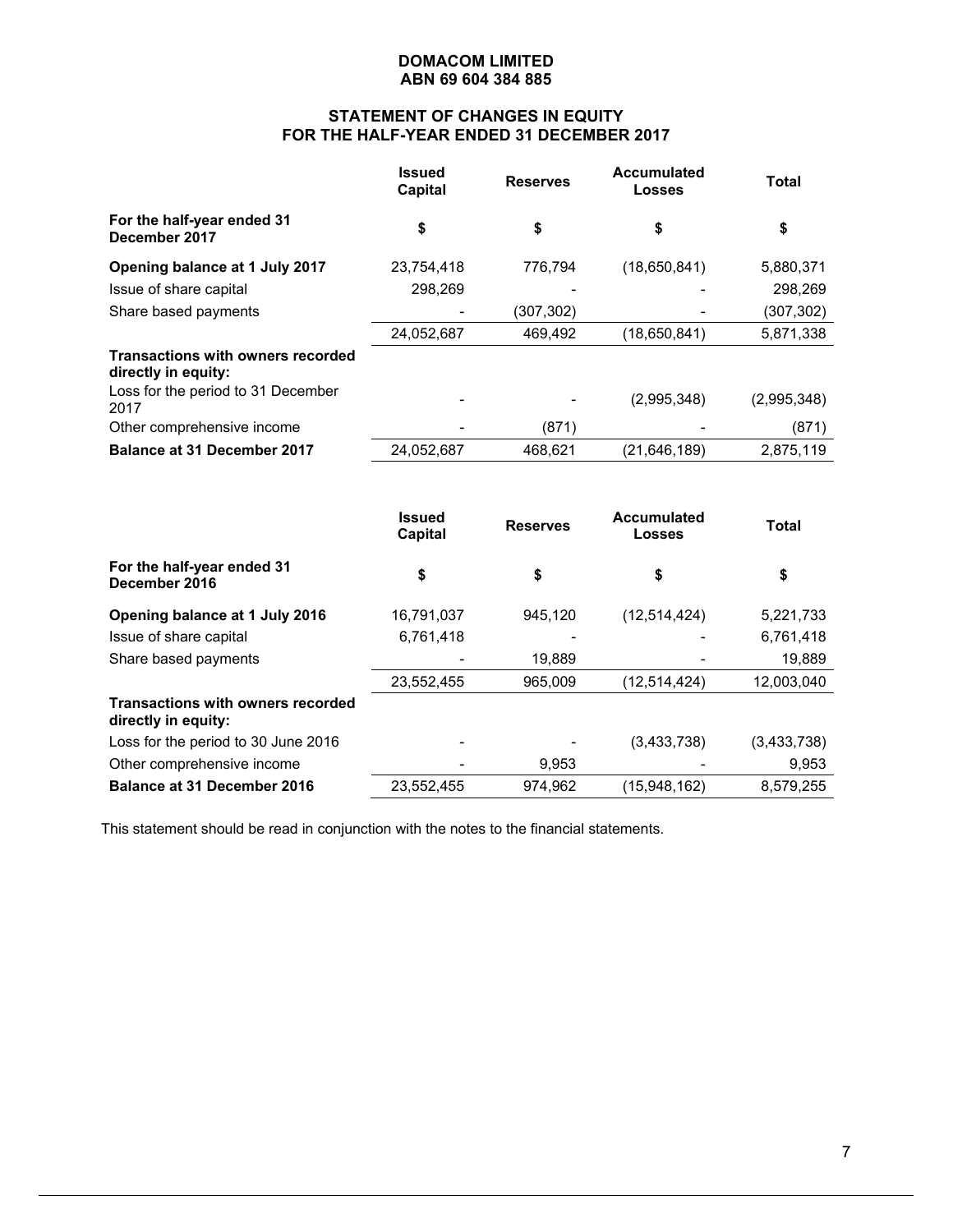**DOMACOM LIMITED**
**ABN 69 604 384 885**

## STATEMENT OF CHANGES IN EQUITY FOR THE HALF-YEAR ENDED 31 DECEMBER 2017

| | Issued Capital | Reserves | Accumulated Losses | Total |
|---|---|---|---|---|
| **For the half-year ended 31 December 2017** | **$** | **$** | **$** | **$** |
| **Opening balance at 1 July 2017** | 23,754,418 | 776,794 | (18,650,841) | 5,880,371 |
| Issue of share capital | 298,269 | - | - | 298,269 |
| Share based payments | - | (307,302) | - | (307,302) |
| | 24,052,687 | 469,492 | (18,650,841) | 5,871,338 |
| **Transactions with owners recorded directly in equity:** | | | | |
| Loss for the period to 31 December 2017 | - | - | (2,995,348) | (2,995,348) |
| Other comprehensive income | - | (871) | - | (871) |
| **Balance at 31 December 2017** | 24,052,687 | 468,621 | (21,646,189) | 2,875,119 |

| | Issued Capital | Reserves | Accumulated Losses | Total |
|---|---|---|---|---|
| **For the half-year ended 31 December 2016** | **$** | **$** | **$** | **$** |
| **Opening balance at 1 July 2016** | 16,791,037 | 945,120 | (12,514,424) | 5,221,733 |
| Issue of share capital | 6,761,418 | - | - | 6,761,418 |
| Share based payments | - | 19,889 | - | 19,889 |
| | 23,552,455 | 965,009 | (12,514,424) | 12,003,040 |
| **Transactions with owners recorded directly in equity:** | | | | |
| Loss for the period to 30 June 2016 | - | - | (3,433,738) | (3,433,738) |
| Other comprehensive income | - | 9,953 | - | 9,953 |
| **Balance at 31 December 2016** | 23,552,455 | 974,962 | (15,948,162) | 8,579,255 |

This statement should be read in conjunction with the notes to the financial statements.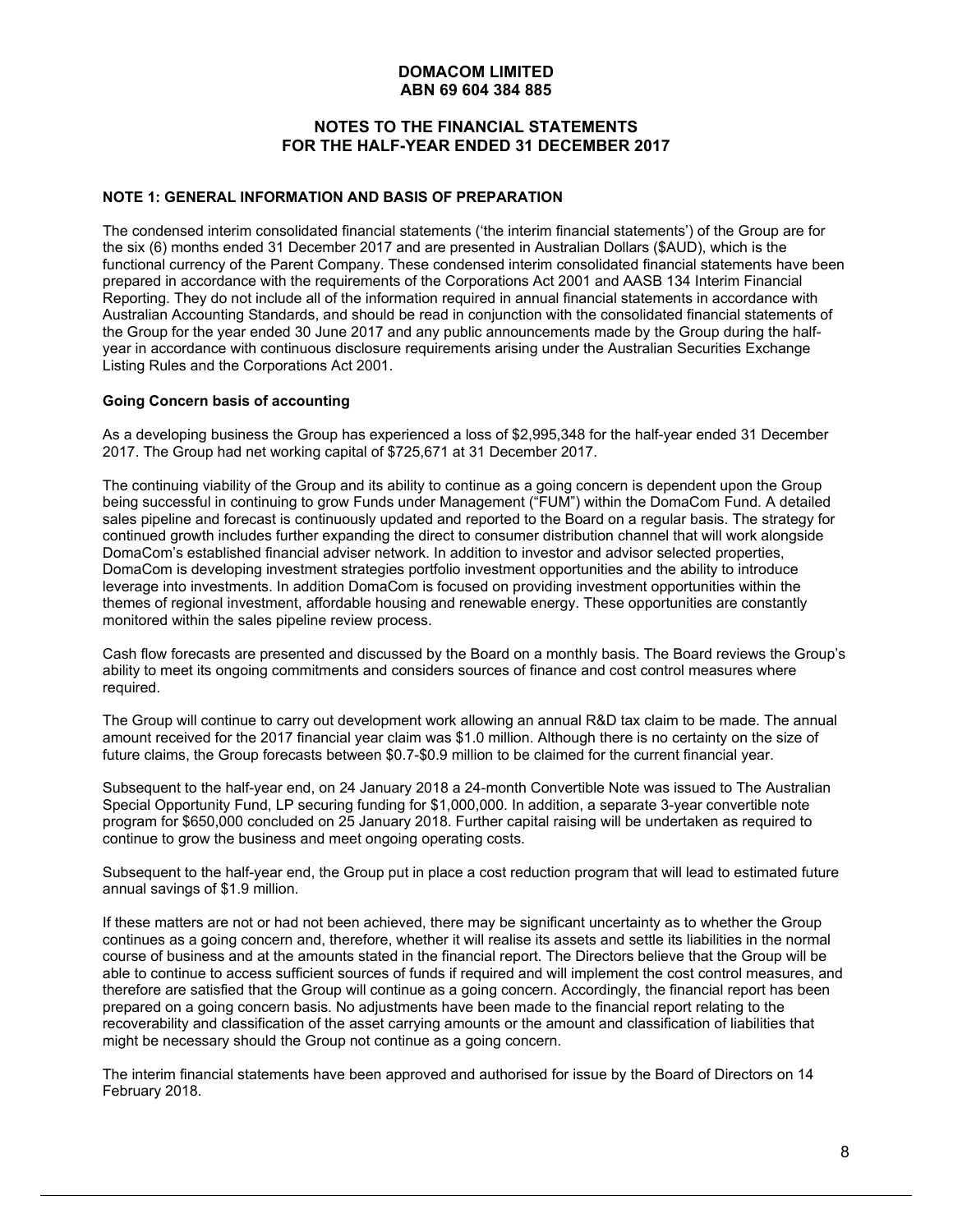**DOMACOM LIMITED**
**ABN 69 604 384 885**

**NOTES TO THE FINANCIAL STATEMENTS**
**FOR THE HALF-YEAR ENDED 31 DECEMBER 2017**

### NOTE 1: GENERAL INFORMATION AND BASIS OF PREPARATION

The condensed interim consolidated financial statements ('the interim financial statements') of the Group are for the six (6) months ended 31 December 2017 and are presented in Australian Dollars ($AUD), which is the functional currency of the Parent Company. These condensed interim consolidated financial statements have been prepared in accordance with the requirements of the Corporations Act 2001 and AASB 134 Interim Financial Reporting. They do not include all of the information required in annual financial statements in accordance with Australian Accounting Standards, and should be read in conjunction with the consolidated financial statements of the Group for the year ended 30 June 2017 and any public announcements made by the Group during the half-year in accordance with continuous disclosure requirements arising under the Australian Securities Exchange Listing Rules and the Corporations Act 2001.

**Going Concern basis of accounting**

As a developing business the Group has experienced a loss of $2,995,348 for the half-year ended 31 December 2017. The Group had net working capital of $725,671 at 31 December 2017.

The continuing viability of the Group and its ability to continue as a going concern is dependent upon the Group being successful in continuing to grow Funds under Management ("FUM") within the DomaCom Fund. A detailed sales pipeline and forecast is continuously updated and reported to the Board on a regular basis. The strategy for continued growth includes further expanding the direct to consumer distribution channel that will work alongside DomaCom's established financial adviser network. In addition to investor and advisor selected properties, DomaCom is developing investment strategies portfolio investment opportunities and the ability to introduce leverage into investments. In addition DomaCom is focused on providing investment opportunities within the themes of regional investment, affordable housing and renewable energy. These opportunities are constantly monitored within the sales pipeline review process.

Cash flow forecasts are presented and discussed by the Board on a monthly basis. The Board reviews the Group's ability to meet its ongoing commitments and considers sources of finance and cost control measures where required.

The Group will continue to carry out development work allowing an annual R&D tax claim to be made. The annual amount received for the 2017 financial year claim was $1.0 million. Although there is no certainty on the size of future claims, the Group forecasts between $0.7-$0.9 million to be claimed for the current financial year.

Subsequent to the half-year end, on 24 January 2018 a 24-month Convertible Note was issued to The Australian Special Opportunity Fund, LP securing funding for $1,000,000. In addition, a separate 3-year convertible note program for $650,000 concluded on 25 January 2018. Further capital raising will be undertaken as required to continue to grow the business and meet ongoing operating costs.

Subsequent to the half-year end, the Group put in place a cost reduction program that will lead to estimated future annual savings of $1.9 million.

If these matters are not or had not been achieved, there may be significant uncertainty as to whether the Group continues as a going concern and, therefore, whether it will realise its assets and settle its liabilities in the normal course of business and at the amounts stated in the financial report. The Directors believe that the Group will be able to continue to access sufficient sources of funds if required and will implement the cost control measures, and therefore are satisfied that the Group will continue as a going concern. Accordingly, the financial report has been prepared on a going concern basis. No adjustments have been made to the financial report relating to the recoverability and classification of the asset carrying amounts or the amount and classification of liabilities that might be necessary should the Group not continue as a going concern.

The interim financial statements have been approved and authorised for issue by the Board of Directors on 14 February 2018.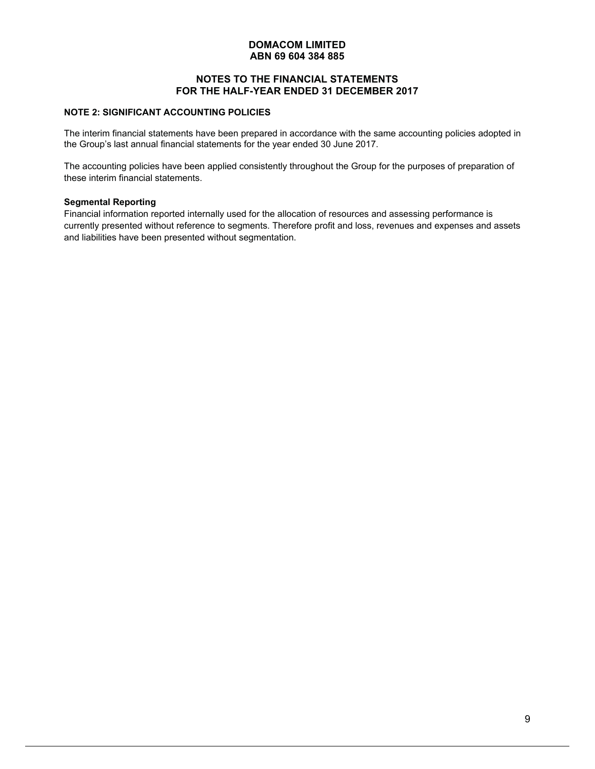## NOTE 2: SIGNIFICANT ACCOUNTING POLICIES

The interim financial statements have been prepared in accordance with the same accounting policies adopted in the Group's last annual financial statements for the year ended 30 June 2017.

The accounting policies have been applied consistently throughout the Group for the purposes of preparation of these interim financial statements.

### Segmental Reporting

Financial information reported internally used for the allocation of resources and assessing performance is currently presented without reference to segments. Therefore profit and loss, revenues and expenses and assets and liabilities have been presented without segmentation.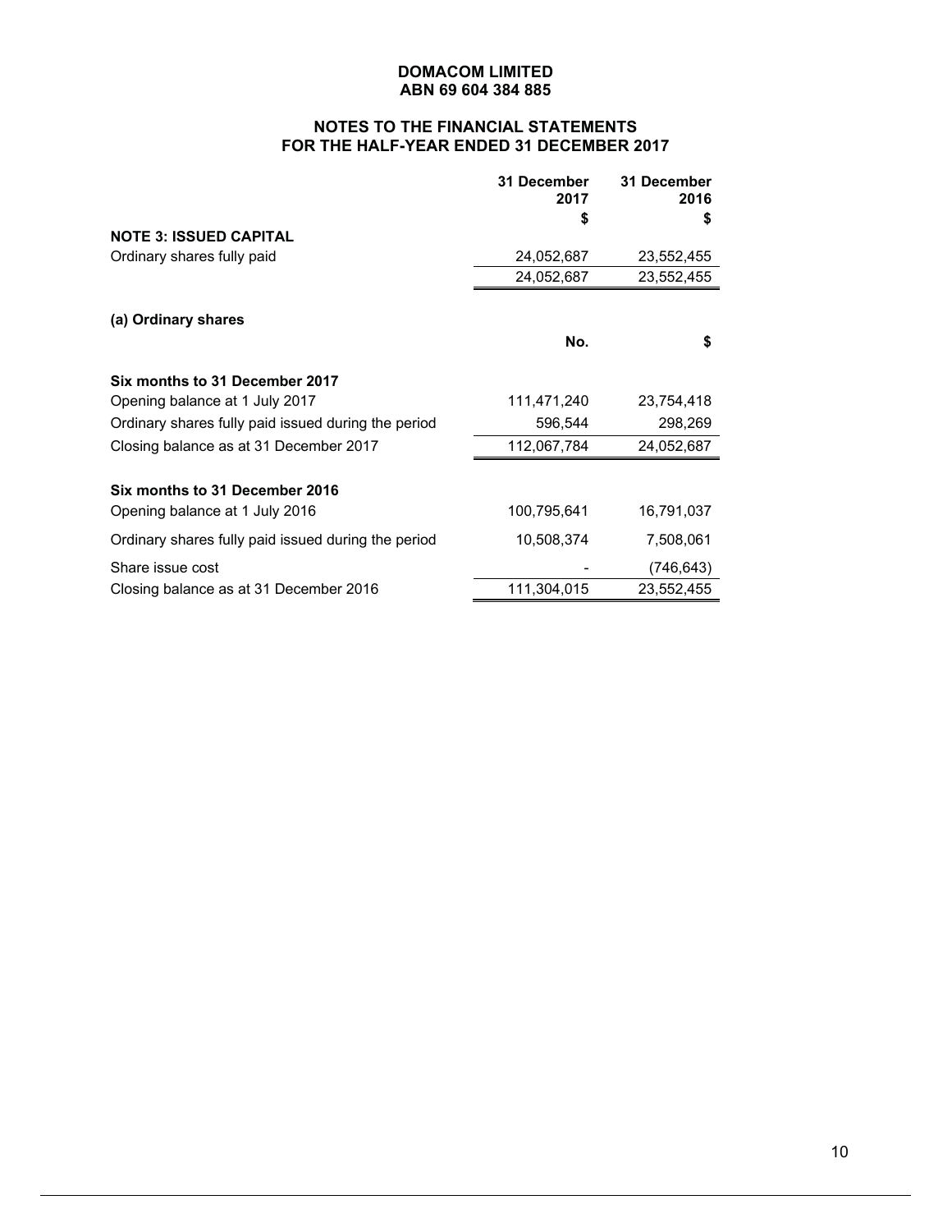**DOMACOM LIMITED**
**ABN 69 604 384 885**

**NOTES TO THE FINANCIAL STATEMENTS**
**FOR THE HALF-YEAR ENDED 31 DECEMBER 2017**

| | 31 December 2017 | 31 December 2016 |
|---|---|---|
| | $ | $ |
| **NOTE 3: ISSUED CAPITAL** | | |
| Ordinary shares fully paid | 24,052,687 | 23,552,455 |
| | 24,052,687 | 23,552,455 |

**(a) Ordinary shares**

| | No. | $ |
|---|---|---|
| **Six months to 31 December 2017** | | |
| Opening balance at 1 July 2017 | 111,471,240 | 23,754,418 |
| Ordinary shares fully paid issued during the period | 596,544 | 298,269 |
| Closing balance as at 31 December 2017 | 112,067,784 | 24,052,687 |
| | | |
| **Six months to 31 December 2016** | | |
| Opening balance at 1 July 2016 | 100,795,641 | 16,791,037 |
| Ordinary shares fully paid issued during the period | 10,508,374 | 7,508,061 |
| Share issue cost | - | (746,643) |
| Closing balance as at 31 December 2016 | 111,304,015 | 23,552,455 |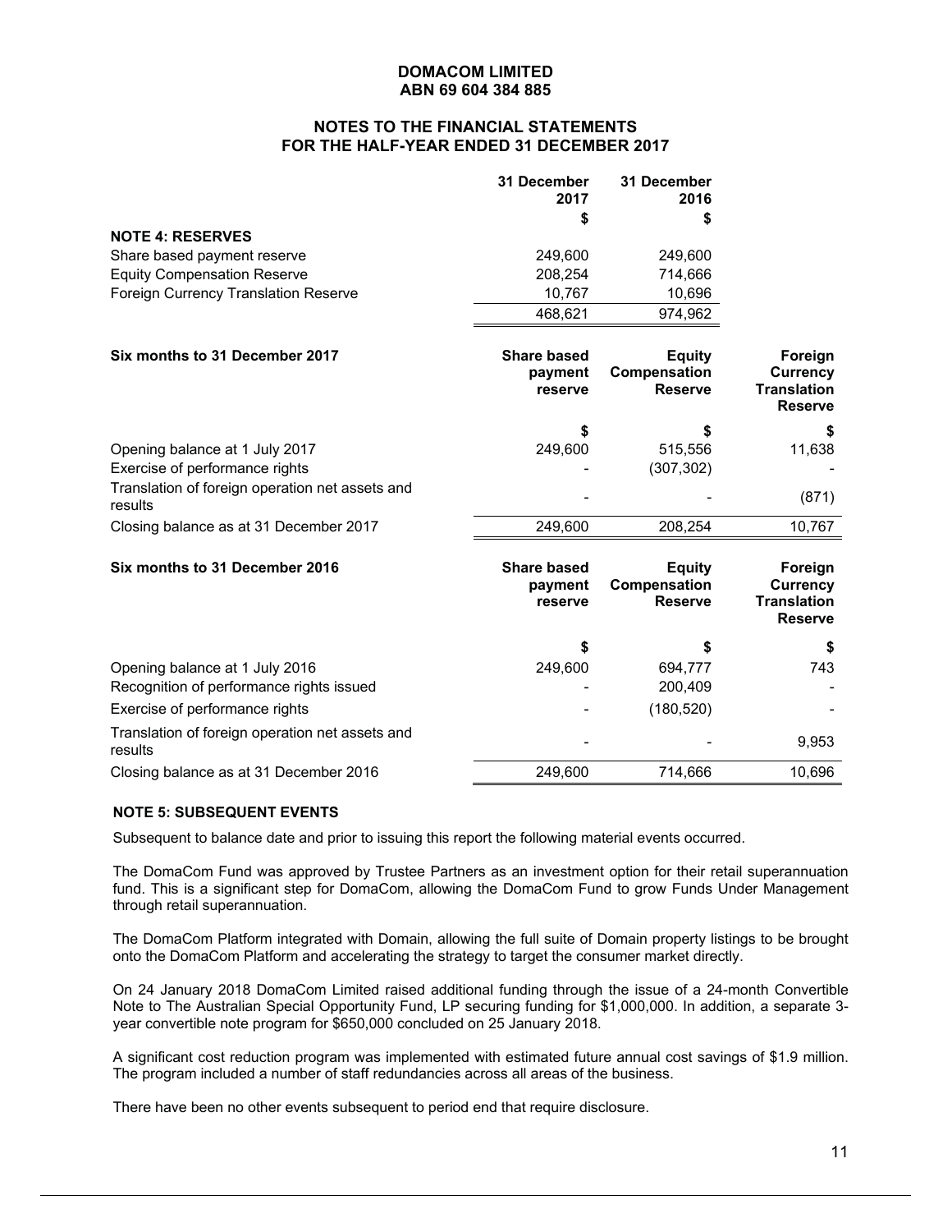**DOMACOM LIMITED**
**ABN 69 604 384 885**

**NOTES TO THE FINANCIAL STATEMENTS**
**FOR THE HALF-YEAR ENDED 31 DECEMBER 2017**

| | 31 December 2017 | 31 December 2016 |
|---|---|---|
| | $ | $ |
| **NOTE 4: RESERVES** | | |
| Share based payment reserve | 249,600 | 249,600 |
| Equity Compensation Reserve | 208,254 | 714,666 |
| Foreign Currency Translation Reserve | 10,767 | 10,696 |
| | 468,621 | 974,962 |

| Six months to 31 December 2017 | Share based payment reserve | Equity Compensation Reserve | Foreign Currency Translation Reserve |
|---|---|---|---|
| | $ | $ | $ |
| Opening balance at 1 July 2017 | 249,600 | 515,556 | 11,638 |
| Exercise of performance rights | - | (307,302) | - |
| Translation of foreign operation net assets and results | - | - | (871) |
| Closing balance as at 31 December 2017 | 249,600 | 208,254 | 10,767 |

| Six months to 31 December 2016 | Share based payment reserve | Equity Compensation Reserve | Foreign Currency Translation Reserve |
|---|---|---|---|
| | $ | $ | $ |
| Opening balance at 1 July 2016 | 249,600 | 694,777 | 743 |
| Recognition of performance rights issued | - | 200,409 | - |
| Exercise of performance rights | - | (180,520) | - |
| Translation of foreign operation net assets and results | - | - | 9,953 |
| Closing balance as at 31 December 2016 | 249,600 | 714,666 | 10,696 |

**NOTE 5: SUBSEQUENT EVENTS**

Subsequent to balance date and prior to issuing this report the following material events occurred.

The DomaCom Fund was approved by Trustee Partners as an investment option for their retail superannuation fund. This is a significant step for DomaCom, allowing the DomaCom Fund to grow Funds Under Management through retail superannuation.

The DomaCom Platform integrated with Domain, allowing the full suite of Domain property listings to be brought onto the DomaCom Platform and accelerating the strategy to target the consumer market directly.

On 24 January 2018 DomaCom Limited raised additional funding through the issue of a 24-month Convertible Note to The Australian Special Opportunity Fund, LP securing funding for $1,000,000. In addition, a separate 3-year convertible note program for $650,000 concluded on 25 January 2018.

A significant cost reduction program was implemented with estimated future annual cost savings of $1.9 million. The program included a number of staff redundancies across all areas of the business.

There have been no other events subsequent to period end that require disclosure.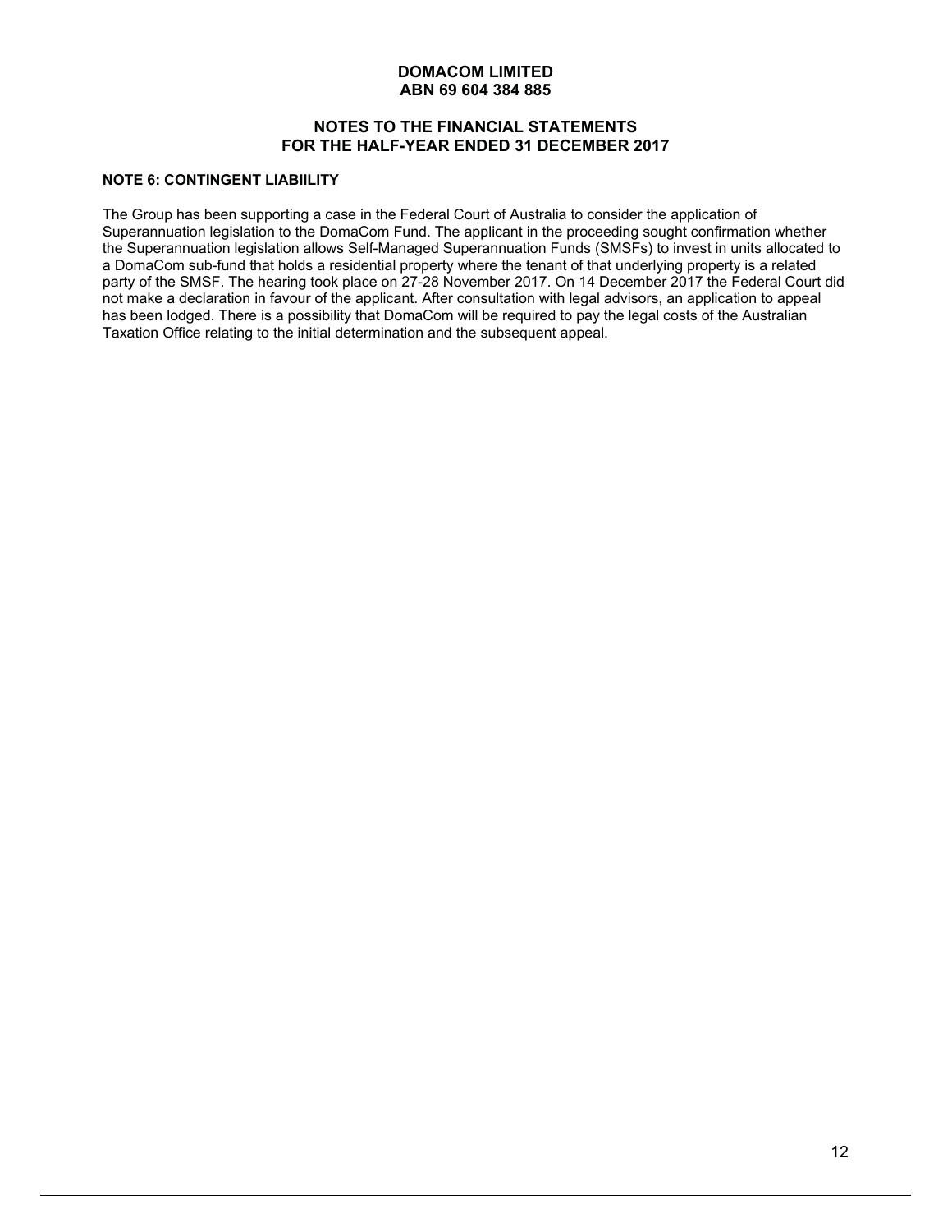# DOMACOM LIMITED
## ABN 69 604 384 885

## NOTES TO THE FINANCIAL STATEMENTS FOR THE HALF-YEAR ENDED 31 DECEMBER 2017

### NOTE 6: CONTINGENT LIABIILITY

The Group has been supporting a case in the Federal Court of Australia to consider the application of Superannuation legislation to the DomaCom Fund. The applicant in the proceeding sought confirmation whether the Superannuation legislation allows Self-Managed Superannuation Funds (SMSFs) to invest in units allocated to a DomaCom sub-fund that holds a residential property where the tenant of that underlying property is a related party of the SMSF. The hearing took place on 27-28 November 2017. On 14 December 2017 the Federal Court did not make a declaration in favour of the applicant. After consultation with legal advisors, an application to appeal has been lodged. There is a possibility that DomaCom will be required to pay the legal costs of the Australian Taxation Office relating to the initial determination and the subsequent appeal.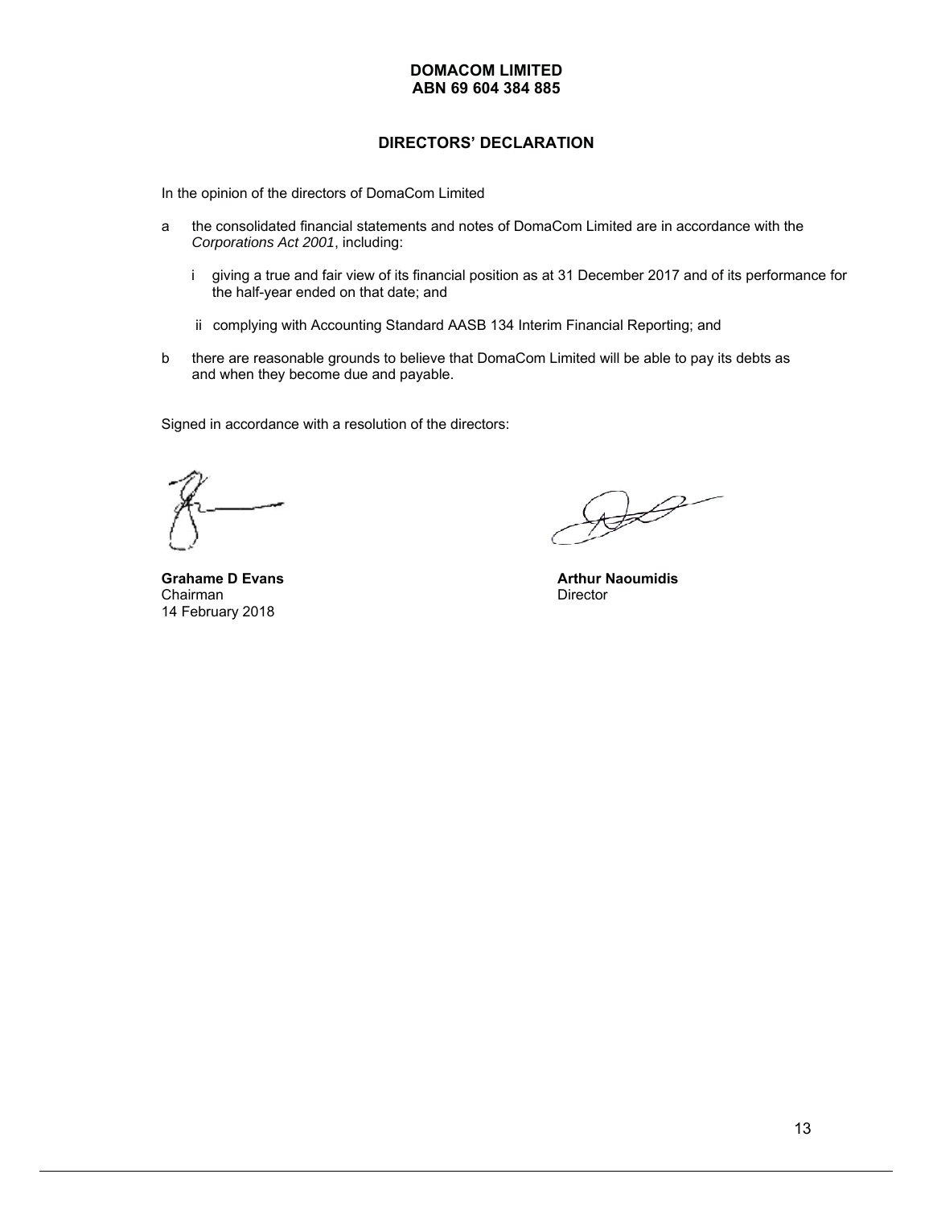**DOMACOM LIMITED**
**ABN 69 604 384 885**

## DIRECTORS' DECLARATION

In the opinion of the directors of DomaCom Limited

a the consolidated financial statements and notes of DomaCom Limited are in accordance with the *Corporations Act 2001*, including:

  i giving a true and fair view of its financial position as at 31 December 2017 and of its performance for the half-year ended on that date; and

  ii complying with Accounting Standard AASB 134 Interim Financial Reporting; and

b there are reasonable grounds to believe that DomaCom Limited will be able to pay its debts as and when they become due and payable.

Signed in accordance with a resolution of the directors:

**Grahame D Evans**
Chairman
14 February 2018

**Arthur Naoumidis**
Director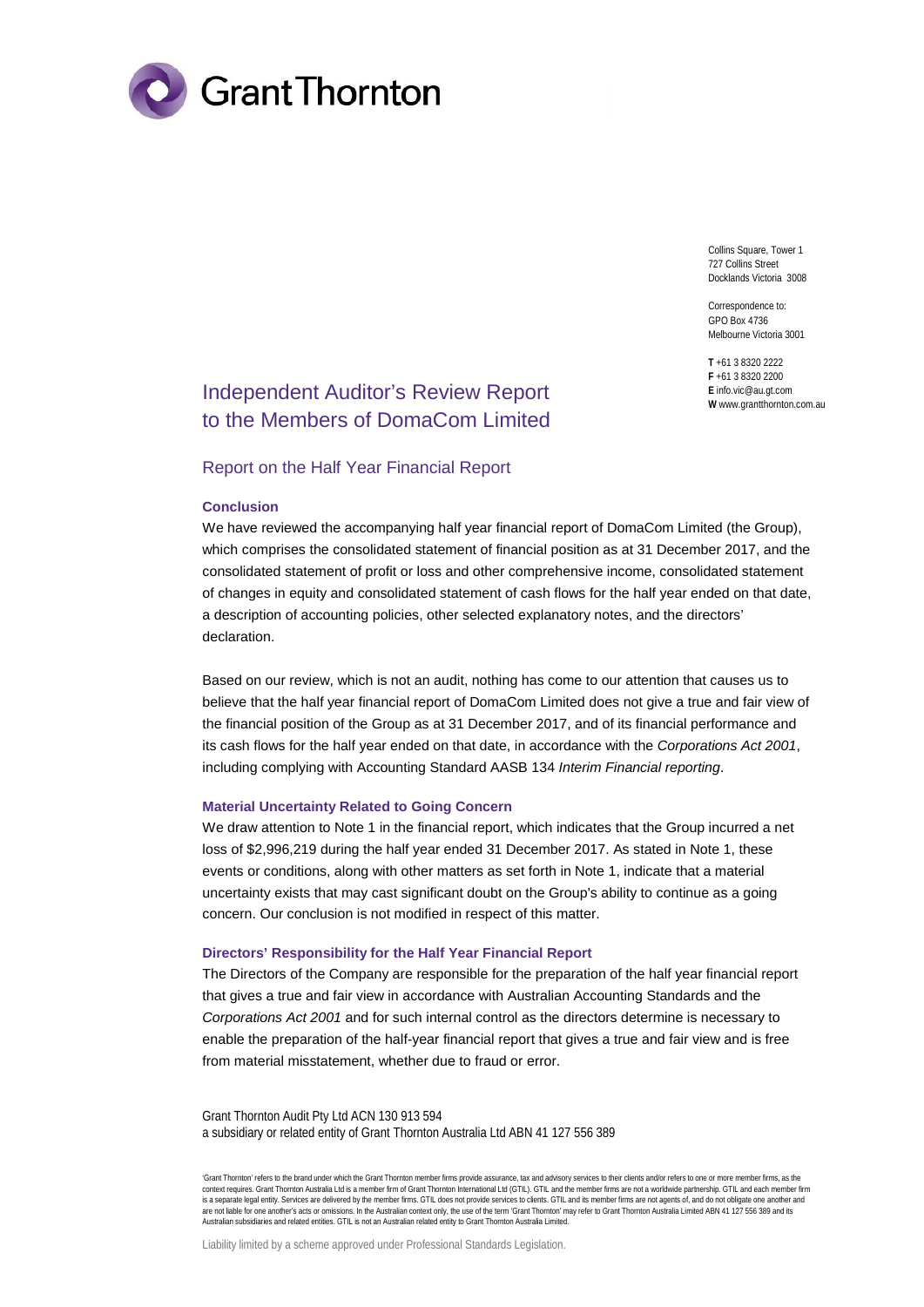Collins Square, Tower 1
727 Collins Street
Docklands Victoria 3008

Correspondence to:
GPO Box 4736
Melbourne Victoria 3001

**T** +61 3 8320 2222
**F** +61 3 8320 2200
**E** info.vic@au.gt.com
**W** www.grantthornton.com.au

# Independent Auditor's Review Report to the Members of DomaCom Limited

## Report on the Half Year Financial Report

### Conclusion

We have reviewed the accompanying half year financial report of DomaCom Limited (the Group), which comprises the consolidated statement of financial position as at 31 December 2017, and the consolidated statement of profit or loss and other comprehensive income, consolidated statement of changes in equity and consolidated statement of cash flows for the half year ended on that date, a description of accounting policies, other selected explanatory notes, and the directors' declaration.

Based on our review, which is not an audit, nothing has come to our attention that causes us to believe that the half year financial report of DomaCom Limited does not give a true and fair view of the financial position of the Group as at 31 December 2017, and of its financial performance and its cash flows for the half year ended on that date, in accordance with the *Corporations Act 2001*, including complying with Accounting Standard AASB 134 *Interim Financial reporting*.

### Material Uncertainty Related to Going Concern

We draw attention to Note 1 in the financial report, which indicates that the Group incurred a net loss of $2,996,219 during the half year ended 31 December 2017. As stated in Note 1, these events or conditions, along with other matters as set forth in Note 1, indicate that a material uncertainty exists that may cast significant doubt on the Group's ability to continue as a going concern. Our conclusion is not modified in respect of this matter.

### Directors' Responsibility for the Half Year Financial Report

The Directors of the Company are responsible for the preparation of the half year financial report that gives a true and fair view in accordance with Australian Accounting Standards and the *Corporations Act 2001* and for such internal control as the directors determine is necessary to enable the preparation of the half-year financial report that gives a true and fair view and is free from material misstatement, whether due to fraud or error.

Grant Thornton Audit Pty Ltd ACN 130 913 594
a subsidiary or related entity of Grant Thornton Australia Ltd ABN 41 127 556 389

'Grant Thornton' refers to the brand under which the Grant Thornton member firms provide assurance, tax and advisory services to their clients and/or refers to one or more member firms, as the context requires. Grant Thornton Australia Ltd is a member firm of Grant Thornton International Ltd (GTIL). GTIL and the member firms are not a worldwide partnership. GTIL and each member firm is a separate legal entity. Services are delivered by the member firms. GTIL does not provide services to clients. GTIL and its member firms are not agents of, and do not obligate one another and are not liable for one another's acts or omissions. In the Australian context only, the use of the term 'Grant Thornton' may refer to Grant Thornton Australia Limited ABN 41 127 556 389 and its Australian subsidiaries and related entities. GTIL is not an Australian related entity to Grant Thornton Australia Limited.

Liability limited by a scheme approved under Professional Standards Legislation.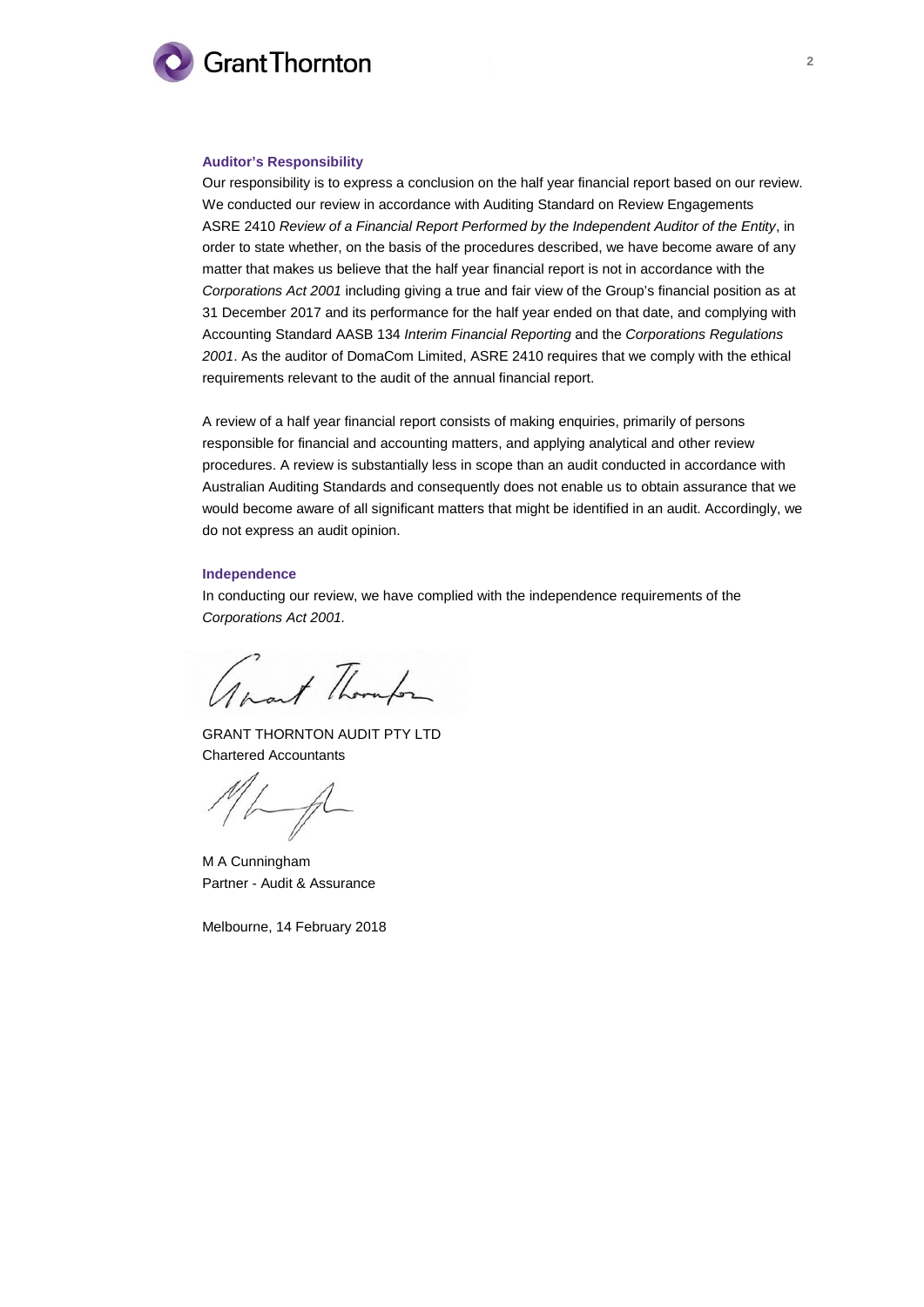### Auditor's Responsibility

Our responsibility is to express a conclusion on the half year financial report based on our review. We conducted our review in accordance with Auditing Standard on Review Engagements ASRE 2410 *Review of a Financial Report Performed by the Independent Auditor of the Entity*, in order to state whether, on the basis of the procedures described, we have become aware of any matter that makes us believe that the half year financial report is not in accordance with the *Corporations Act 2001* including giving a true and fair view of the Group's financial position as at 31 December 2017 and its performance for the half year ended on that date, and complying with Accounting Standard AASB 134 *Interim Financial Reporting* and the *Corporations Regulations 2001*. As the auditor of DomaCom Limited, ASRE 2410 requires that we comply with the ethical requirements relevant to the audit of the annual financial report.

A review of a half year financial report consists of making enquiries, primarily of persons responsible for financial and accounting matters, and applying analytical and other review procedures. A review is substantially less in scope than an audit conducted in accordance with Australian Auditing Standards and consequently does not enable us to obtain assurance that we would become aware of all significant matters that might be identified in an audit. Accordingly, we do not express an audit opinion.

### Independence

In conducting our review, we have complied with the independence requirements of the *Corporations Act 2001.*

GRANT THORNTON AUDIT PTY LTD
Chartered Accountants

M A Cunningham
Partner - Audit & Assurance

Melbourne, 14 February 2018